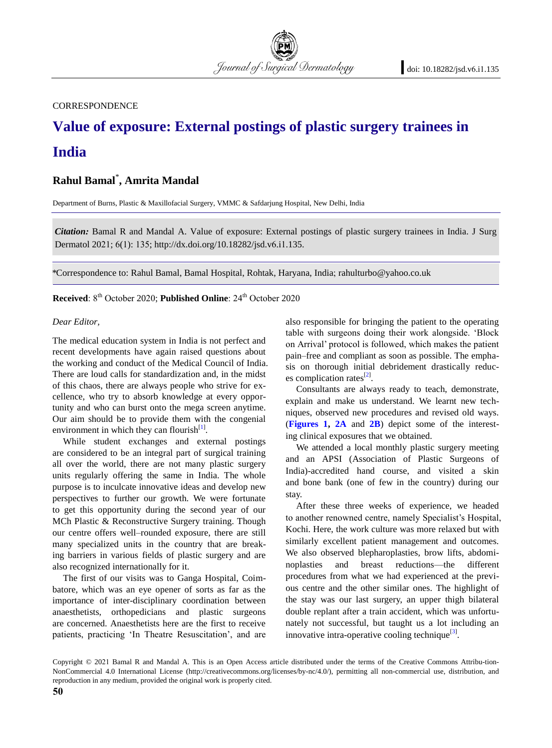CORRESPONDENCE

# Value of exposure: External postings of plastic surgery trainees in India

## Rahul Bamal*, Amrita Mandal

Department of Burns, Plastic & Maxillofacial Surgery, VMMC & Safdarjung Hospital, New Delhi, India

***Citation:*** Bamal R and Mandal A. Value of exposure: External postings of plastic surgery trainees in India. J Surg Dermatol 2021; 6(1): 135; http://dx.doi.org/10.18282/jsd.v6.i1.135.

*Correspondence to: Rahul Bamal, Bamal Hospital, Rohtak, Haryana, India; rahulturbo@yahoo.co.uk

**Received**: 8th October 2020; **Published Online**: 24th October 2020

*Dear Editor,*

The medical education system in India is not perfect and recent developments have again raised questions about the working and conduct of the Medical Council of India. There are loud calls for standardization and, in the midst of this chaos, there are always people who strive for excellence, who try to absorb knowledge at every opportunity and who can burst onto the mega screen anytime. Our aim should be to provide them with the congenial environment in which they can flourish[1].

While student exchanges and external postings are considered to be an integral part of surgical training all over the world, there are not many plastic surgery units regularly offering the same in India. The whole purpose is to inculcate innovative ideas and develop new perspectives to further our growth. We were fortunate to get this opportunity during the second year of our MCh Plastic & Reconstructive Surgery training. Though our centre offers well–rounded exposure, there are still many specialized units in the country that are breaking barriers in various fields of plastic surgery and are also recognized internationally for it.

The first of our visits was to Ganga Hospital, Coimbatore, which was an eye opener of sorts as far as the importance of inter-disciplinary coordination between anaesthetists, orthopedicians and plastic surgeons are concerned. Anaesthetists here are the first to receive patients, practicing 'In Theatre Resuscitation', and are also responsible for bringing the patient to the operating table with surgeons doing their work alongside. 'Block on Arrival' protocol is followed, which makes the patient pain–free and compliant as soon as possible. The emphasis on thorough initial debridement drastically reduces complication rates[2].

Consultants are always ready to teach, demonstrate, explain and make us understand. We learnt new techniques, observed new procedures and revised old ways. (**Figures 1, 2A** and **2B**) depict some of the interesting clinical exposures that we obtained.

We attended a local monthly plastic surgery meeting and an APSI (Association of Plastic Surgeons of India)-accredited hand course, and visited a skin and bone bank (one of few in the country) during our stay.

After these three weeks of experience, we headed to another renowned centre, namely Specialist's Hospital, Kochi. Here, the work culture was more relaxed but with similarly excellent patient management and outcomes. We also observed blepharoplasties, brow lifts, abdominoplasties and breast reductions—the different procedures from what we had experienced at the previous centre and the other similar ones. The highlight of the stay was our last surgery, an upper thigh bilateral double replant after a train accident, which was unfortunately not successful, but taught us a lot including an innovative intra-operative cooling technique[3].

Copyright © 2021 Bamal R and Mandal A. This is an Open Access article distributed under the terms of the Creative Commons Attribu-tion-NonCommercial 4.0 International License (http://creativecommons.org/licenses/by-nc/4.0/), permitting all non-commercial use, distribution, and reproduction in any medium, provided the original work is properly cited.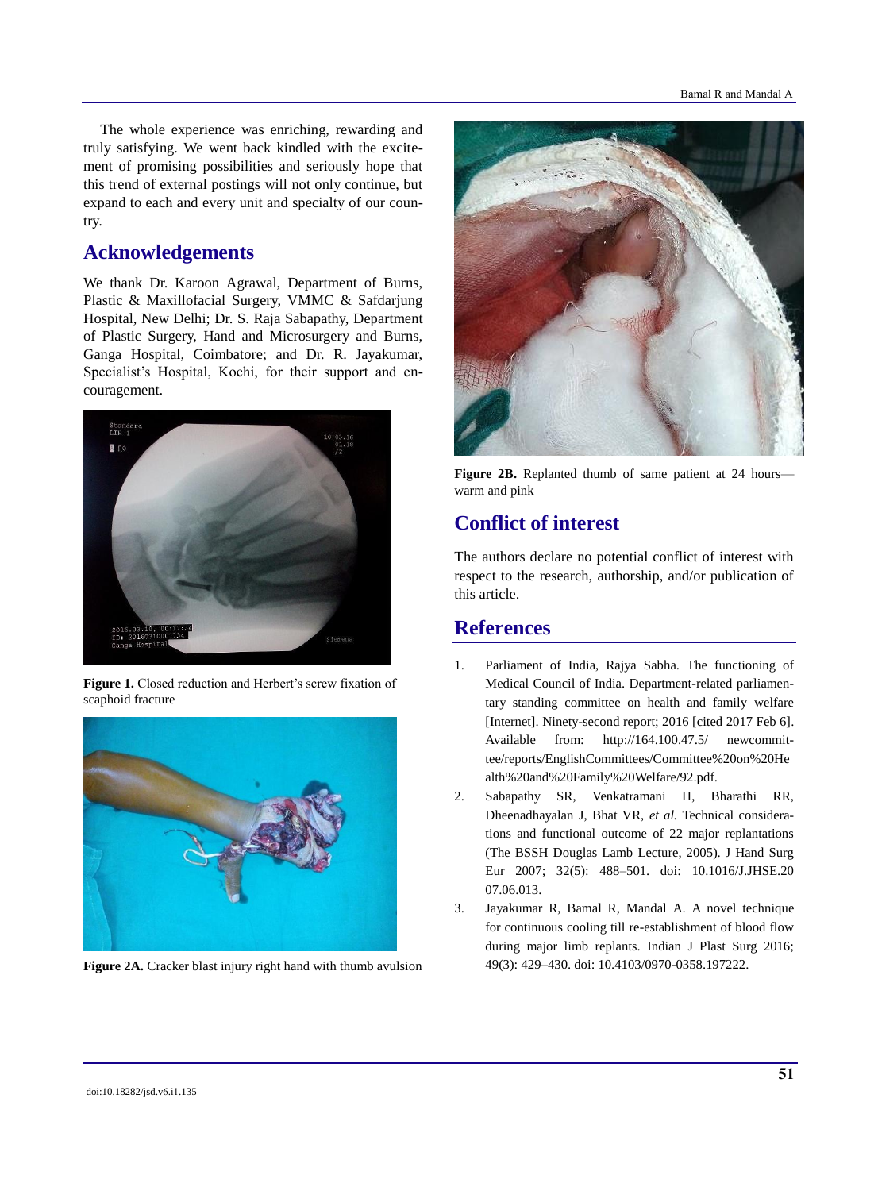The whole experience was enriching, rewarding and truly satisfying. We went back kindled with the excitement of promising possibilities and seriously hope that this trend of external postings will not only continue, but expand to each and every unit and specialty of our country.

## Acknowledgements

We thank Dr. Karoon Agrawal, Department of Burns, Plastic & Maxillofacial Surgery, VMMC & Safdarjung Hospital, New Delhi; Dr. S. Raja Sabapathy, Department of Plastic Surgery, Hand and Microsurgery and Burns, Ganga Hospital, Coimbatore; and Dr. R. Jayakumar, Specialist's Hospital, Kochi, for their support and encouragement.

**Figure 1.** Closed reduction and Herbert's screw fixation of scaphoid fracture

**Figure 2A.** Cracker blast injury right hand with thumb avulsion

**Figure 2B.** Replanted thumb of same patient at 24 hours—warm and pink

## Conflict of interest

The authors declare no potential conflict of interest with respect to the research, authorship, and/or publication of this article.

## References

1. Parliament of India, Rajya Sabha. The functioning of Medical Council of India. Department-related parliamentary standing committee on health and family welfare [Internet]. Ninety-second report; 2016 [cited 2017 Feb 6]. Available from: http://164.100.47.5/ newcommittee/reports/EnglishCommittees/Committee%20on%20Health%20and%20Family%20Welfare/92.pdf.
2. Sabapathy SR, Venkatramani H, Bharathi RR, Dheenadhayalan J, Bhat VR, *et al.* Technical considerations and functional outcome of 22 major replantations (The BSSH Douglas Lamb Lecture, 2005). J Hand Surg Eur 2007; 32(5): 488–501. doi: 10.1016/J.JHSE.2007.06.013.
3. Jayakumar R, Bamal R, Mandal A. A novel technique for continuous cooling till re-establishment of blood flow during major limb replants. Indian J Plast Surg 2016; 49(3): 429–430. doi: 10.4103/0970-0358.197222.